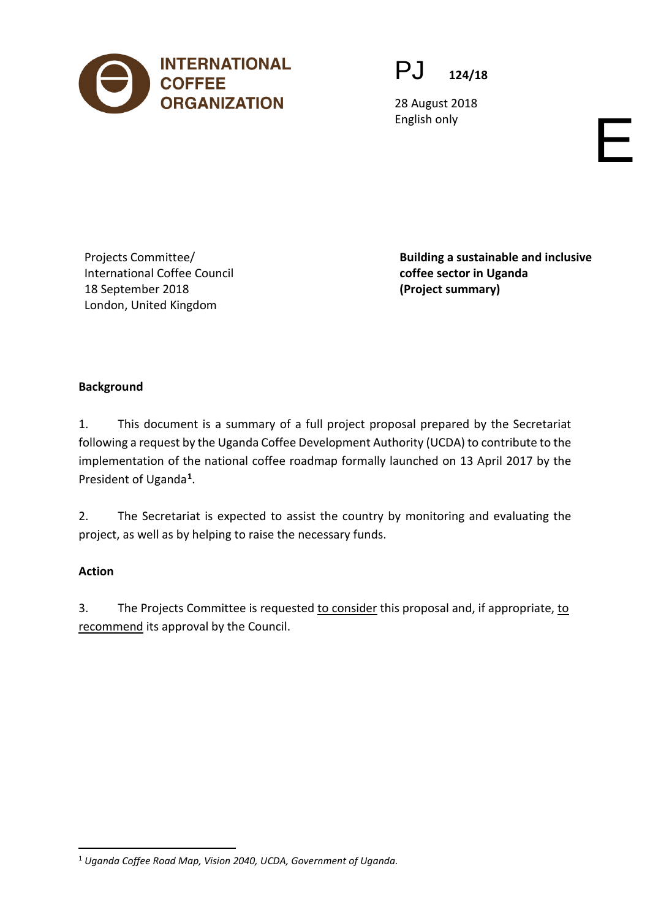INTERNATIONAL COFFEE ORGANIZATION

PJ 124/18

28 August 2018
English only

E

Projects Committee/
International Coffee Council
18 September 2018
London, United Kingdom

**Building a sustainable and inclusive coffee sector in Uganda (Project summary)**

**Background**

1. This document is a summary of a full project proposal prepared by the Secretariat following a request by the Uganda Coffee Development Authority (UCDA) to contribute to the implementation of the national coffee roadmap formally launched on 13 April 2017 by the President of Uganda[1].

2. The Secretariat is expected to assist the country by monitoring and evaluating the project, as well as by helping to raise the necessary funds.

**Action**

3. The Projects Committee is requested to consider this proposal and, if appropriate, to recommend its approval by the Council.

[1] *Uganda Coffee Road Map, Vision 2040, UCDA, Government of Uganda.*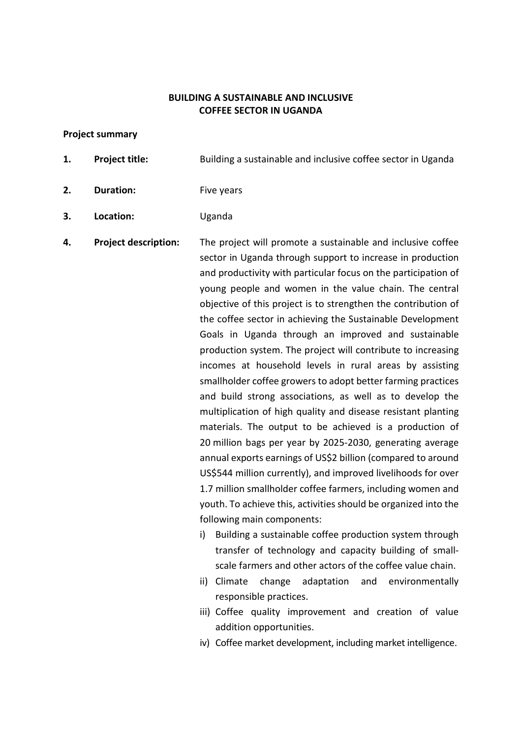# BUILDING A SUSTAINABLE AND INCLUSIVE COFFEE SECTOR IN UGANDA

**Project summary**

1. **Project title:** Building a sustainable and inclusive coffee sector in Uganda

2. **Duration:** Five years

3. **Location:** Uganda

4. **Project description:** The project will promote a sustainable and inclusive coffee sector in Uganda through support to increase in production and productivity with particular focus on the participation of young people and women in the value chain. The central objective of this project is to strengthen the contribution of the coffee sector in achieving the Sustainable Development Goals in Uganda through an improved and sustainable production system. The project will contribute to increasing incomes at household levels in rural areas by assisting smallholder coffee growers to adopt better farming practices and build strong associations, as well as to develop the multiplication of high quality and disease resistant planting materials. The output to be achieved is a production of 20 million bags per year by 2025-2030, generating average annual exports earnings of US$2 billion (compared to around US$544 million currently), and improved livelihoods for over 1.7 million smallholder coffee farmers, including women and youth. To achieve this, activities should be organized into the following main components:

   i) Building a sustainable coffee production system through transfer of technology and capacity building of small-scale farmers and other actors of the coffee value chain.
   ii) Climate change adaptation and environmentally responsible practices.
   iii) Coffee quality improvement and creation of value addition opportunities.
   iv) Coffee market development, including market intelligence.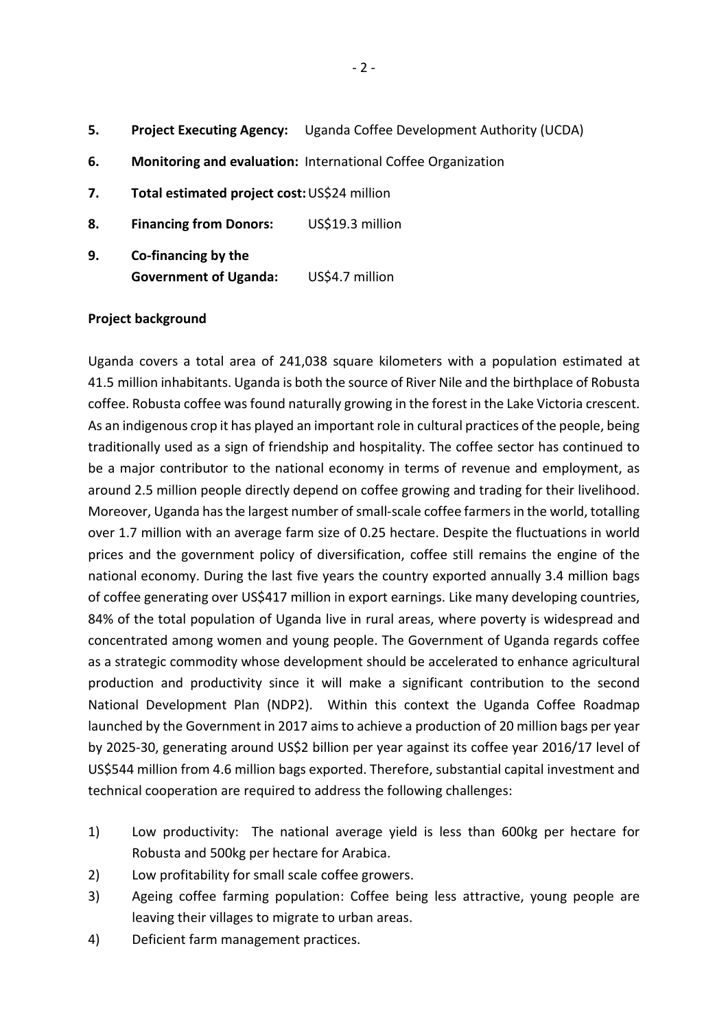5. **Project Executing Agency:** Uganda Coffee Development Authority (UCDA)

6. **Monitoring and evaluation:** International Coffee Organization

7. **Total estimated project cost:** US$24 million

8. **Financing from Donors:** US$19.3 million

9. **Co-financing by the Government of Uganda:** US$4.7 million

**Project background**

Uganda covers a total area of 241,038 square kilometers with a population estimated at 41.5 million inhabitants. Uganda is both the source of River Nile and the birthplace of Robusta coffee. Robusta coffee was found naturally growing in the forest in the Lake Victoria crescent. As an indigenous crop it has played an important role in cultural practices of the people, being traditionally used as a sign of friendship and hospitality. The coffee sector has continued to be a major contributor to the national economy in terms of revenue and employment, as around 2.5 million people directly depend on coffee growing and trading for their livelihood. Moreover, Uganda has the largest number of small-scale coffee farmers in the world, totalling over 1.7 million with an average farm size of 0.25 hectare. Despite the fluctuations in world prices and the government policy of diversification, coffee still remains the engine of the national economy. During the last five years the country exported annually 3.4 million bags of coffee generating over US$417 million in export earnings. Like many developing countries, 84% of the total population of Uganda live in rural areas, where poverty is widespread and concentrated among women and young people. The Government of Uganda regards coffee as a strategic commodity whose development should be accelerated to enhance agricultural production and productivity since it will make a significant contribution to the second National Development Plan (NDP2). Within this context the Uganda Coffee Roadmap launched by the Government in 2017 aims to achieve a production of 20 million bags per year by 2025-30, generating around US$2 billion per year against its coffee year 2016/17 level of US$544 million from 4.6 million bags exported. Therefore, substantial capital investment and technical cooperation are required to address the following challenges:

1) Low productivity: The national average yield is less than 600kg per hectare for Robusta and 500kg per hectare for Arabica.
2) Low profitability for small scale coffee growers.
3) Ageing coffee farming population: Coffee being less attractive, young people are leaving their villages to migrate to urban areas.
4) Deficient farm management practices.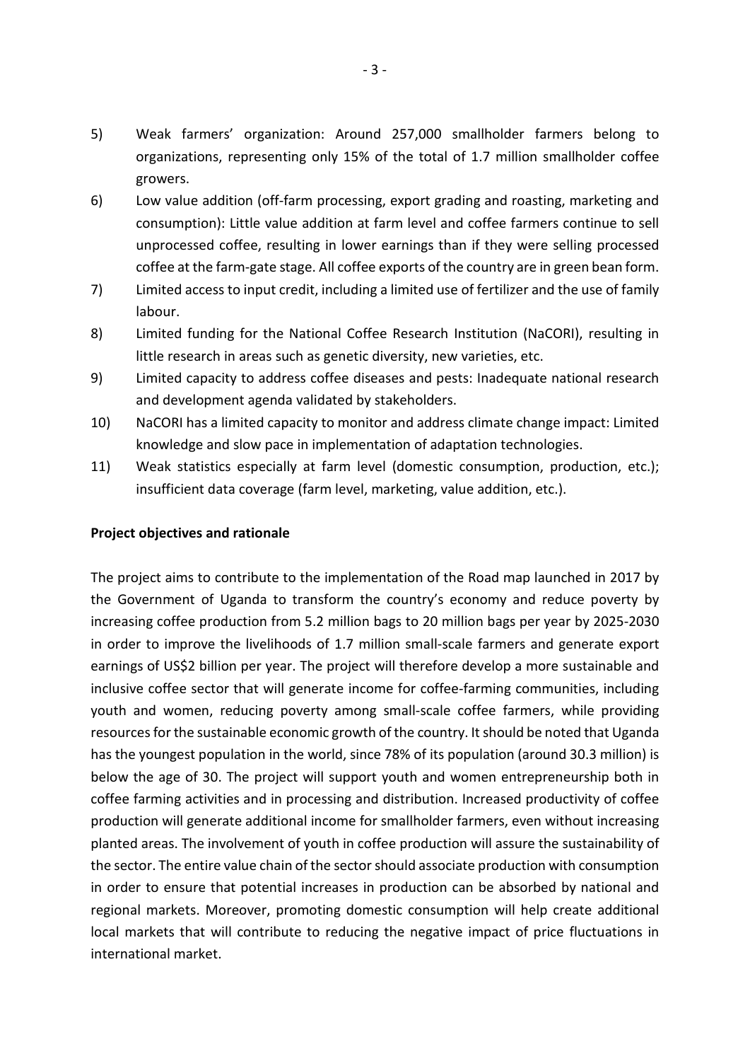5) Weak farmers' organization: Around 257,000 smallholder farmers belong to organizations, representing only 15% of the total of 1.7 million smallholder coffee growers.
6) Low value addition (off-farm processing, export grading and roasting, marketing and consumption): Little value addition at farm level and coffee farmers continue to sell unprocessed coffee, resulting in lower earnings than if they were selling processed coffee at the farm-gate stage. All coffee exports of the country are in green bean form.
7) Limited access to input credit, including a limited use of fertilizer and the use of family labour.
8) Limited funding for the National Coffee Research Institution (NaCORI), resulting in little research in areas such as genetic diversity, new varieties, etc.
9) Limited capacity to address coffee diseases and pests: Inadequate national research and development agenda validated by stakeholders.
10) NaCORI has a limited capacity to monitor and address climate change impact: Limited knowledge and slow pace in implementation of adaptation technologies.
11) Weak statistics especially at farm level (domestic consumption, production, etc.); insufficient data coverage (farm level, marketing, value addition, etc.).

**Project objectives and rationale**

The project aims to contribute to the implementation of the Road map launched in 2017 by the Government of Uganda to transform the country's economy and reduce poverty by increasing coffee production from 5.2 million bags to 20 million bags per year by 2025-2030 in order to improve the livelihoods of 1.7 million small-scale farmers and generate export earnings of US$2 billion per year. The project will therefore develop a more sustainable and inclusive coffee sector that will generate income for coffee-farming communities, including youth and women, reducing poverty among small-scale coffee farmers, while providing resources for the sustainable economic growth of the country. It should be noted that Uganda has the youngest population in the world, since 78% of its population (around 30.3 million) is below the age of 30. The project will support youth and women entrepreneurship both in coffee farming activities and in processing and distribution. Increased productivity of coffee production will generate additional income for smallholder farmers, even without increasing planted areas. The involvement of youth in coffee production will assure the sustainability of the sector. The entire value chain of the sector should associate production with consumption in order to ensure that potential increases in production can be absorbed by national and regional markets. Moreover, promoting domestic consumption will help create additional local markets that will contribute to reducing the negative impact of price fluctuations in international market.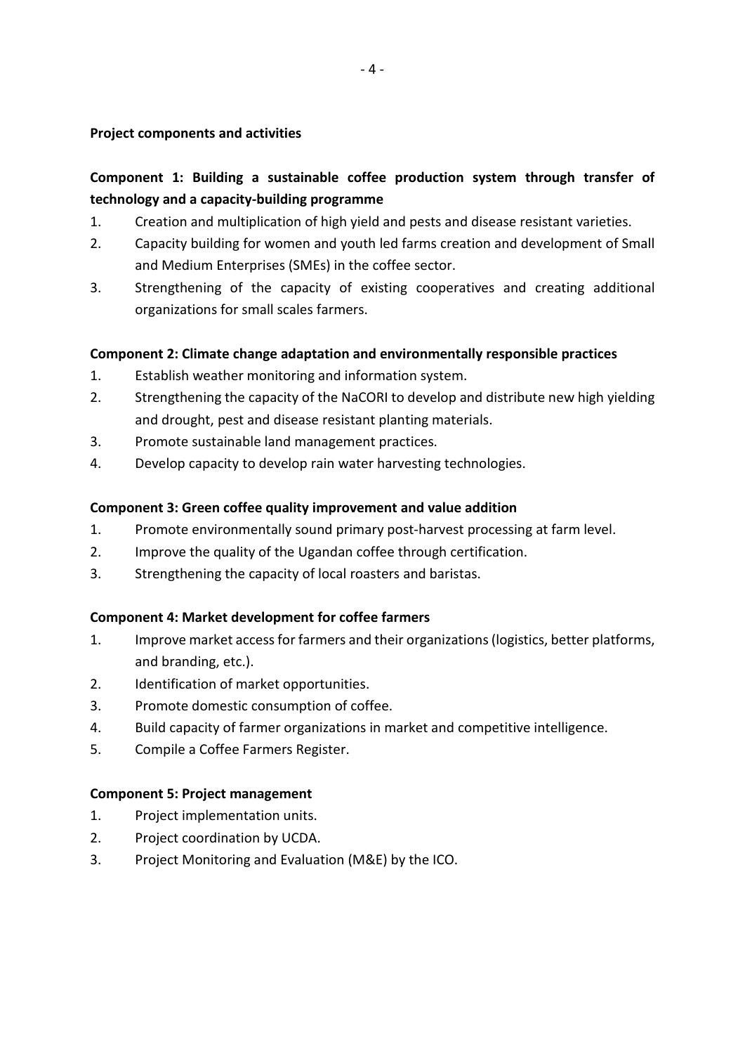**Project components and activities**

**Component 1: Building a sustainable coffee production system through transfer of technology and a capacity-building programme**

1. Creation and multiplication of high yield and pests and disease resistant varieties.
2. Capacity building for women and youth led farms creation and development of Small and Medium Enterprises (SMEs) in the coffee sector.
3. Strengthening of the capacity of existing cooperatives and creating additional organizations for small scales farmers.

**Component 2: Climate change adaptation and environmentally responsible practices**

1. Establish weather monitoring and information system.
2. Strengthening the capacity of the NaCORI to develop and distribute new high yielding and drought, pest and disease resistant planting materials.
3. Promote sustainable land management practices.
4. Develop capacity to develop rain water harvesting technologies.

**Component 3: Green coffee quality improvement and value addition**

1. Promote environmentally sound primary post-harvest processing at farm level.
2. Improve the quality of the Ugandan coffee through certification.
3. Strengthening the capacity of local roasters and baristas.

**Component 4: Market development for coffee farmers**

1. Improve market access for farmers and their organizations (logistics, better platforms, and branding, etc.).
2. Identification of market opportunities.
3. Promote domestic consumption of coffee.
4. Build capacity of farmer organizations in market and competitive intelligence.
5. Compile a Coffee Farmers Register.

**Component 5: Project management**

1. Project implementation units.
2. Project coordination by UCDA.
3. Project Monitoring and Evaluation (M&E) by the ICO.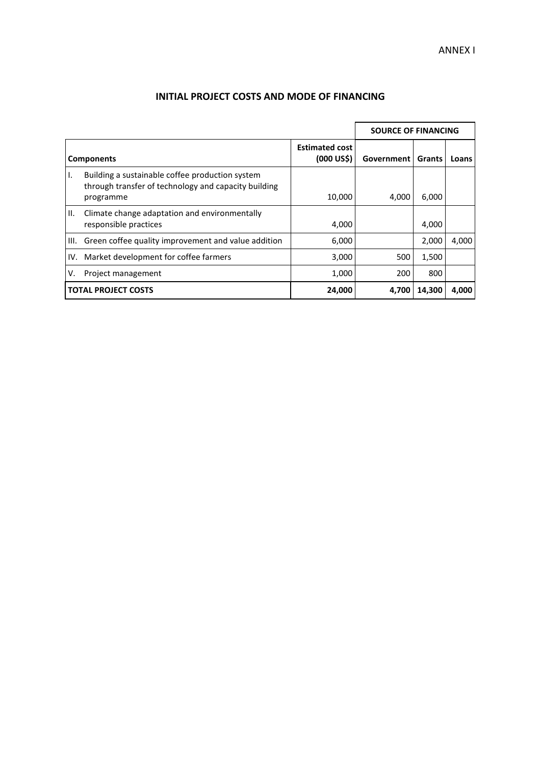ANNEX I

## INITIAL PROJECT COSTS AND MODE OF FINANCING

| Components | | Estimated cost (000 US$) | SOURCE OF FINANCING | | |
|---|---|---|---|---|---|
| | | | Government | Grants | Loans |
| I. | Building a sustainable coffee production system through transfer of technology and capacity building programme | 10,000 | 4,000 | 6,000 | |
| II. | Climate change adaptation and environmentally responsible practices | 4,000 | | 4,000 | |
| III. | Green coffee quality improvement and value addition | 6,000 | | 2,000 | 4,000 |
| IV. | Market development for coffee farmers | 3,000 | 500 | 1,500 | |
| V. | Project management | 1,000 | 200 | 800 | |
| **TOTAL PROJECT COSTS** | | **24,000** | **4,700** | **14,300** | **4,000** |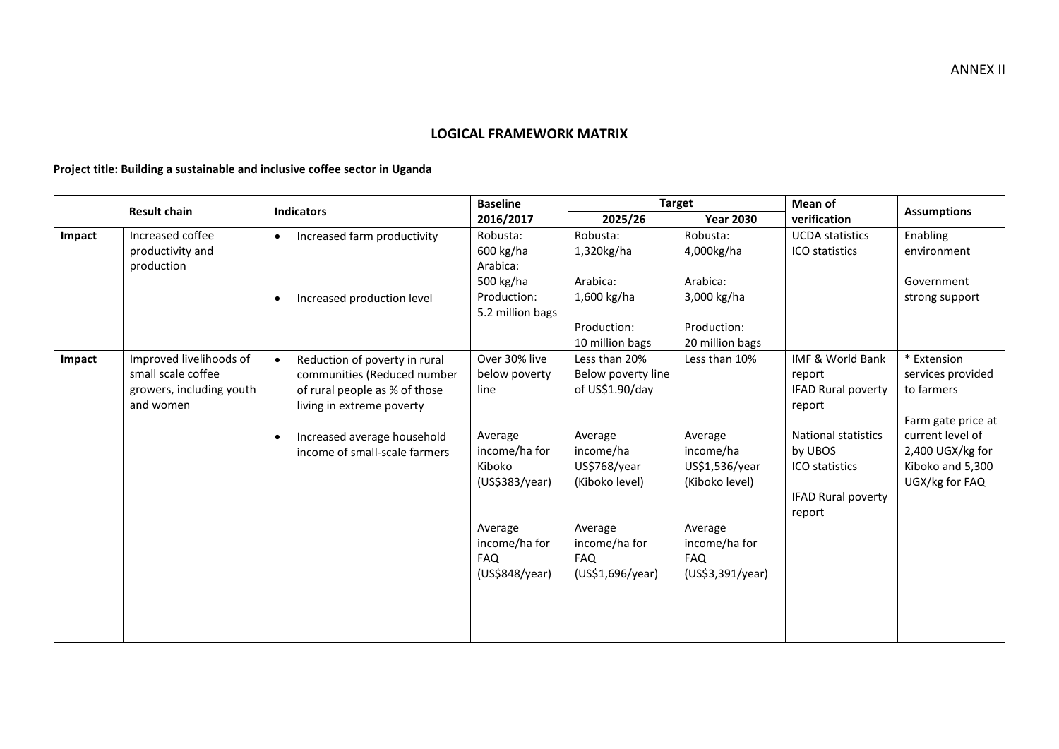ANNEX II

## LOGICAL FRAMEWORK MATRIX

**Project title: Building a sustainable and inclusive coffee sector in Uganda**

| Result chain | | Indicators | Baseline 2016/2017 | Target | | Mean of verification | Assumptions |
|---|---|---|---|---|---|---|---|
| | | | | 2025/26 | Year 2030 | | |
| **Impact** | Increased coffee productivity and production | • Increased farm productivity<br><br>• Increased production level | Robusta: 600 kg/ha<br>Arabica: 500 kg/ha<br>Production: 5.2 million bags | Robusta: 1,320kg/ha<br><br>Arabica: 1,600 kg/ha<br><br>Production: 10 million bags | Robusta: 4,000kg/ha<br><br>Arabica: 3,000 kg/ha<br><br>Production: 20 million bags | UCDA statistics<br>ICO statistics | Enabling environment<br><br>Government strong support |
| **Impact** | Improved livelihoods of small scale coffee growers, including youth and women | • Reduction of poverty in rural communities (Reduced number of rural people as % of those living in extreme poverty<br><br>• Increased average household income of small-scale farmers | Over 30% live below poverty line<br><br>Average income/ha for Kiboko (US$383/year)<br><br>Average income/ha for FAQ (US$848/year) | Less than 20% Below poverty line of US$1.90/day<br><br>Average income/ha US$768/year (Kiboko level)<br><br>Average income/ha for FAQ (US$1,696/year) | Less than 10%<br><br>Average income/ha US$1,536/year (Kiboko level)<br><br>Average income/ha for FAQ (US$3,391/year) | IMF & World Bank report<br>IFAD Rural poverty report<br><br>National statistics by UBOS<br>ICO statistics<br><br>IFAD Rural poverty report | * Extension services provided to farmers<br><br>Farm gate price at current level of 2,400 UGX/kg for Kiboko and 5,300 UGX/kg for FAQ |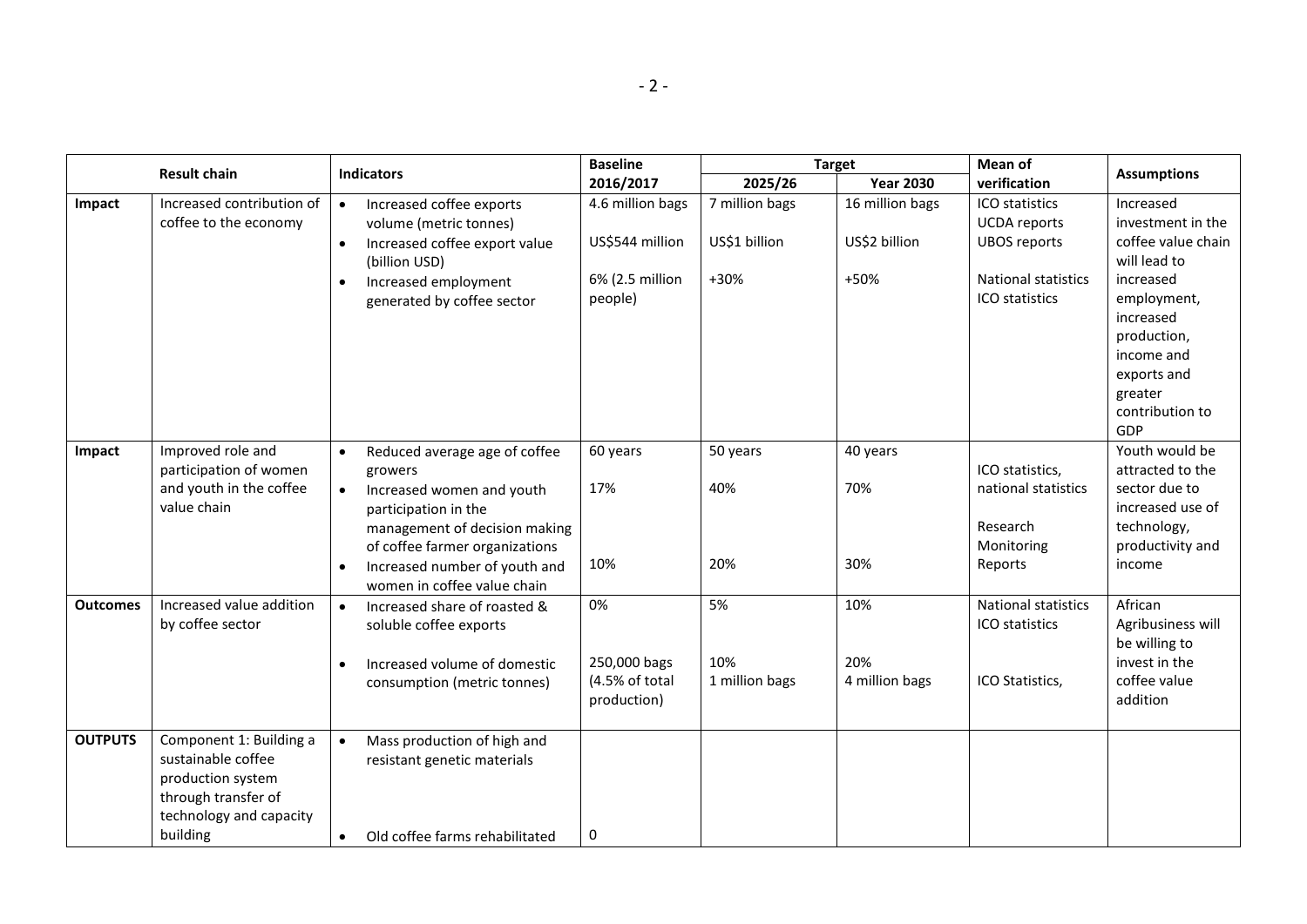| Result chain | | Indicators | Baseline 2016/2017 | Target | | Mean of verification | Assumptions |
|---|---|---|---|---|---|---|---|
| | | | | 2025/26 | Year 2030 | | |
| Impact | Increased contribution of coffee to the economy | • Increased coffee exports volume (metric tonnes)<br>• Increased coffee export value (billion USD)<br>• Increased employment generated by coffee sector | 4.6 million bags<br>US$544 million<br>6% (2.5 million people) | 7 million bags<br>US$1 billion<br>+30% | 16 million bags<br>US$2 billion<br>+50% | ICO statistics<br>UCDA reports<br>UBOS reports<br>National statistics<br>ICO statistics | Increased investment in the coffee value chain will lead to increased employment, increased production, income and exports and greater contribution to GDP |
| Impact | Improved role and participation of women and youth in the coffee value chain | • Reduced average age of coffee growers<br>• Increased women and youth participation in the management of decision making of coffee farmer organizations<br>• Increased number of youth and women in coffee value chain | 60 years<br>17%<br>10% | 50 years<br>40%<br>20% | 40 years<br>70%<br>30% | ICO statistics, national statistics<br>Research Monitoring Reports | Youth would be attracted to the sector due to increased use of technology, productivity and income |
| Outcomes | Increased value addition by coffee sector | • Increased share of roasted & soluble coffee exports<br>• Increased volume of domestic consumption (metric tonnes) | 0%<br>250,000 bags (4.5% of total production) | 5%<br>10%<br>1 million bags | 10%<br>20%<br>4 million bags | National statistics<br>ICO statistics<br>ICO Statistics, | African Agribusiness will be willing to invest in the coffee value addition |
| OUTPUTS | Component 1: Building a sustainable coffee production system through transfer of technology and capacity building | • Mass production of high and resistant genetic materials<br>• Old coffee farms rehabilitated | <br>0 | | | | |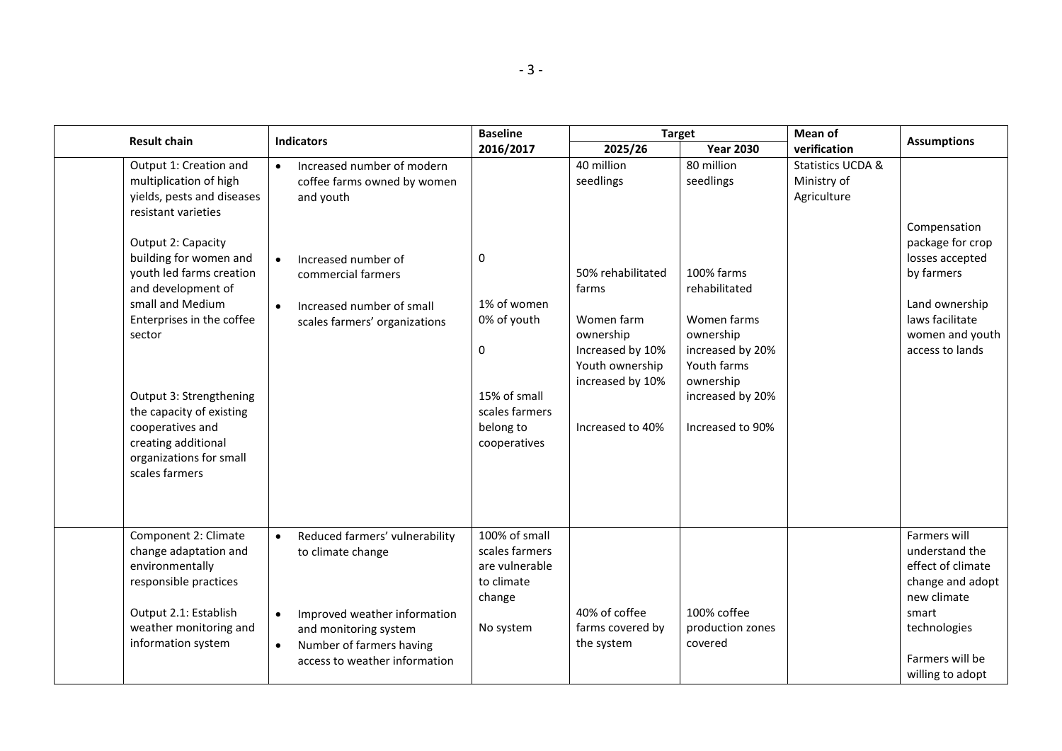| | Result chain | Indicators | Baseline 2016/2017 | Target | | Mean of verification | Assumptions |
|---|---|---|---|---|---|---|---|
| | | | | 2025/26 | Year 2030 | | |
| | Output 1: Creation and multiplication of high yields, pests and diseases resistant varieties<br><br>Output 2: Capacity building for women and youth led farms creation and development of small and Medium Enterprises in the coffee sector<br><br>Output 3: Strengthening the capacity of existing cooperatives and creating additional organizations for small scales farmers | • Increased number of modern coffee farms owned by women and youth<br><br>• Increased number of commercial farmers<br><br>• Increased number of small scales farmers' organizations | 0<br><br>1% of women<br>0% of youth<br><br>0<br><br>15% of small scales farmers belong to cooperatives | 40 million seedlings<br><br>50% rehabilitated farms<br><br>Women farm ownership Increased by 10%<br>Youth ownership increased by 10%<br><br>Increased to 40% | 80 million seedlings<br><br>100% farms rehabilitated<br><br>Women farms ownership increased by 20%<br>Youth farms ownership increased by 20%<br><br>Increased to 90% | Statistics UCDA & Ministry of Agriculture | Compensation package for crop losses accepted by farmers<br><br>Land ownership laws facilitate women and youth access to lands |
| | Component 2: Climate change adaptation and environmentally responsible practices<br><br>Output 2.1: Establish weather monitoring and information system | • Reduced farmers' vulnerability to climate change<br><br>• Improved weather information and monitoring system<br>• Number of farmers having access to weather information | 100% of small scales farmers are vulnerable to climate change<br><br>No system | 40% of coffee farms covered by the system | 100% coffee production zones covered | | Farmers will understand the effect of climate change and adopt new climate smart technologies<br><br>Farmers will be willing to adopt |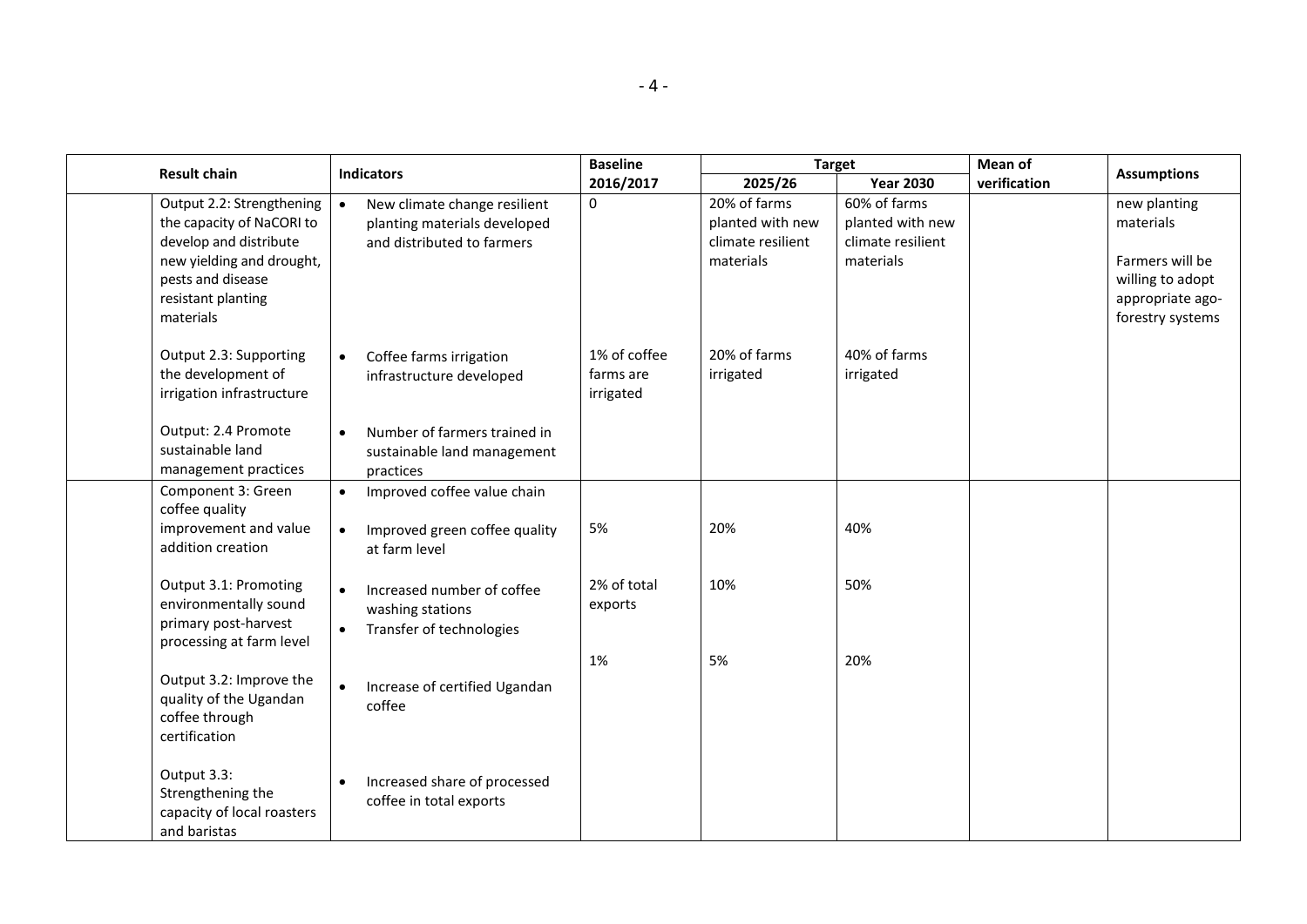| Result chain | | Indicators | Baseline 2016/2017 | Target | | Mean of verification | Assumptions |
|---|---|---|---|---|---|---|---|
| | | | | 2025/26 | Year 2030 | | |
| | Output 2.2: Strengthening the capacity of NaCORI to develop and distribute new yielding and drought, pests and disease resistant planting materials | • New climate change resilient planting materials developed and distributed to farmers | 0 | 20% of farms planted with new climate resilient materials | 60% of farms planted with new climate resilient materials | | new planting materials<br><br>Farmers will be willing to adopt appropriate ago-forestry systems |
| | Output 2.3: Supporting the development of irrigation infrastructure | • Coffee farms irrigation infrastructure developed | 1% of coffee farms are irrigated | 20% of farms irrigated | 40% of farms irrigated | | |
| | Output: 2.4 Promote sustainable land management practices | • Number of farmers trained in sustainable land management practices | | | | | |
| | Component 3: Green coffee quality improvement and value addition creation | • Improved coffee value chain<br><br>• Improved green coffee quality at farm level | <br><br>5% | <br><br>20% | <br><br>40% | | |
| | Output 3.1: Promoting environmentally sound primary post-harvest processing at farm level | • Increased number of coffee washing stations<br>• Transfer of technologies | 2% of total exports<br><br>1% | 10%<br><br>5% | 50%<br><br>20% | | |
| | Output 3.2: Improve the quality of the Ugandan coffee through certification | • Increase of certified Ugandan coffee | | | | | |
| | Output 3.3: Strengthening the capacity of local roasters and baristas | • Increased share of processed coffee in total exports | | | | | |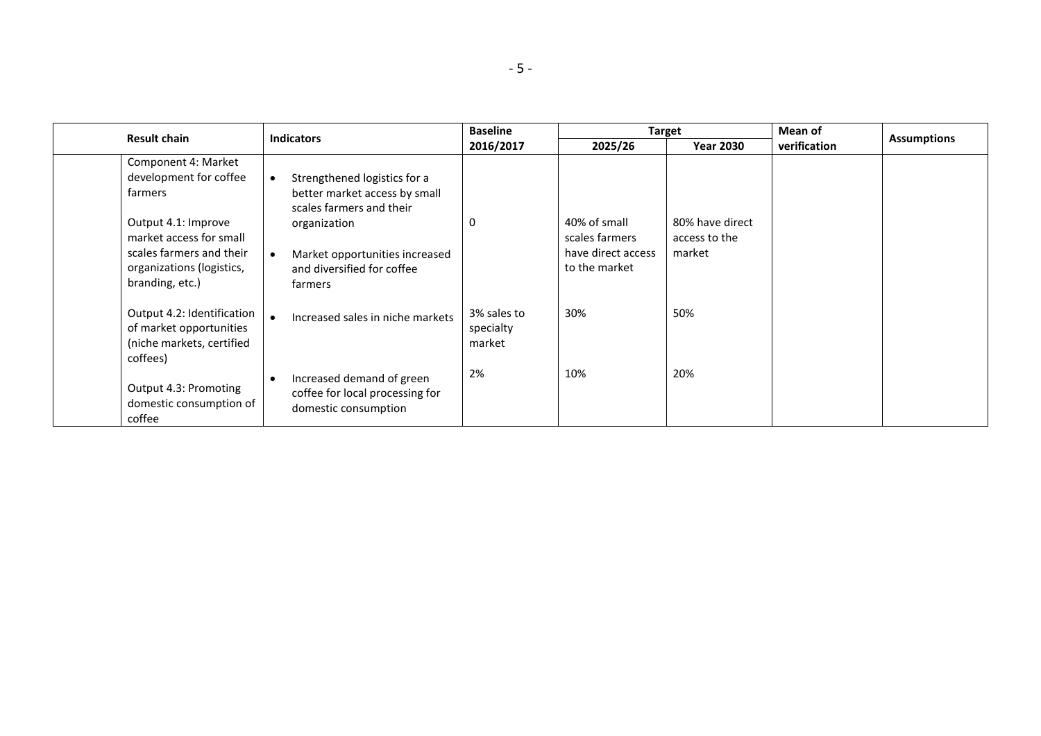| Result chain | | Indicators | Baseline 2016/2017 | Target | | Mean of verification | Assumptions |
|---|---|---|---|---|---|---|---|
| | | | | 2025/26 | Year 2030 | | |
| | Component 4: Market development for coffee farmers<br><br>Output 4.1: Improve market access for small scales farmers and their organizations (logistics, branding, etc.) | • Strengthened logistics for a better market access by small scales farmers and their organization<br><br>• Market opportunities increased and diversified for coffee farmers | 0 | 40% of small scales farmers have direct access to the market | 80% have direct access to the market | | |
| | Output 4.2: Identification of market opportunities (niche markets, certified coffees) | • Increased sales in niche markets | 3% sales to specialty market | 30% | 50% | | |
| | Output 4.3: Promoting domestic consumption of coffee | • Increased demand of green coffee for local processing for domestic consumption | 2% | 10% | 20% | | |